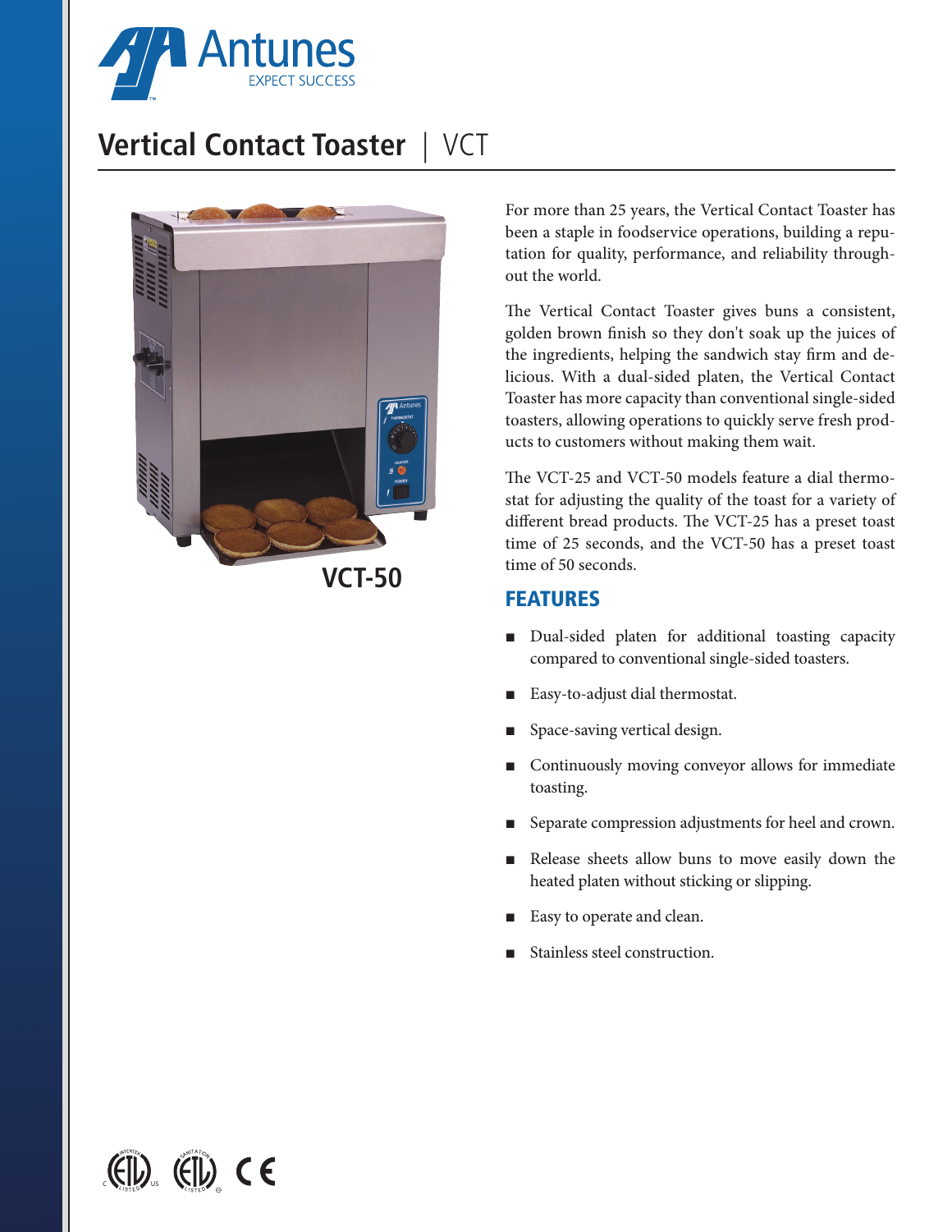Antunes

EXPECT SUCCESS

# Vertical Contact Toaster | VCT

**VCT-50**

For more than 25 years, the Vertical Contact Toaster has been a staple in foodservice operations, building a reputation for quality, performance, and reliability throughout the world.

The Vertical Contact Toaster gives buns a consistent, golden brown finish so they don't soak up the juices of the ingredients, helping the sandwich stay firm and delicious. With a dual-sided platen, the Vertical Contact Toaster has more capacity than conventional single-sided toasters, allowing operations to quickly serve fresh products to customers without making them wait.

The VCT-25 and VCT-50 models feature a dial thermostat for adjusting the quality of the toast for a variety of different bread products. The VCT-25 has a preset toast time of 25 seconds, and the VCT-50 has a preset toast time of 50 seconds.

## FEATURES

- Dual-sided platen for additional toasting capacity compared to conventional single-sided toasters.
- Easy-to-adjust dial thermostat.
- Space-saving vertical design.
- Continuously moving conveyor allows for immediate toasting.
- Separate compression adjustments for heel and crown.
- Release sheets allow buns to move easily down the heated platen without sticking or slipping.
- Easy to operate and clean.
- Stainless steel construction.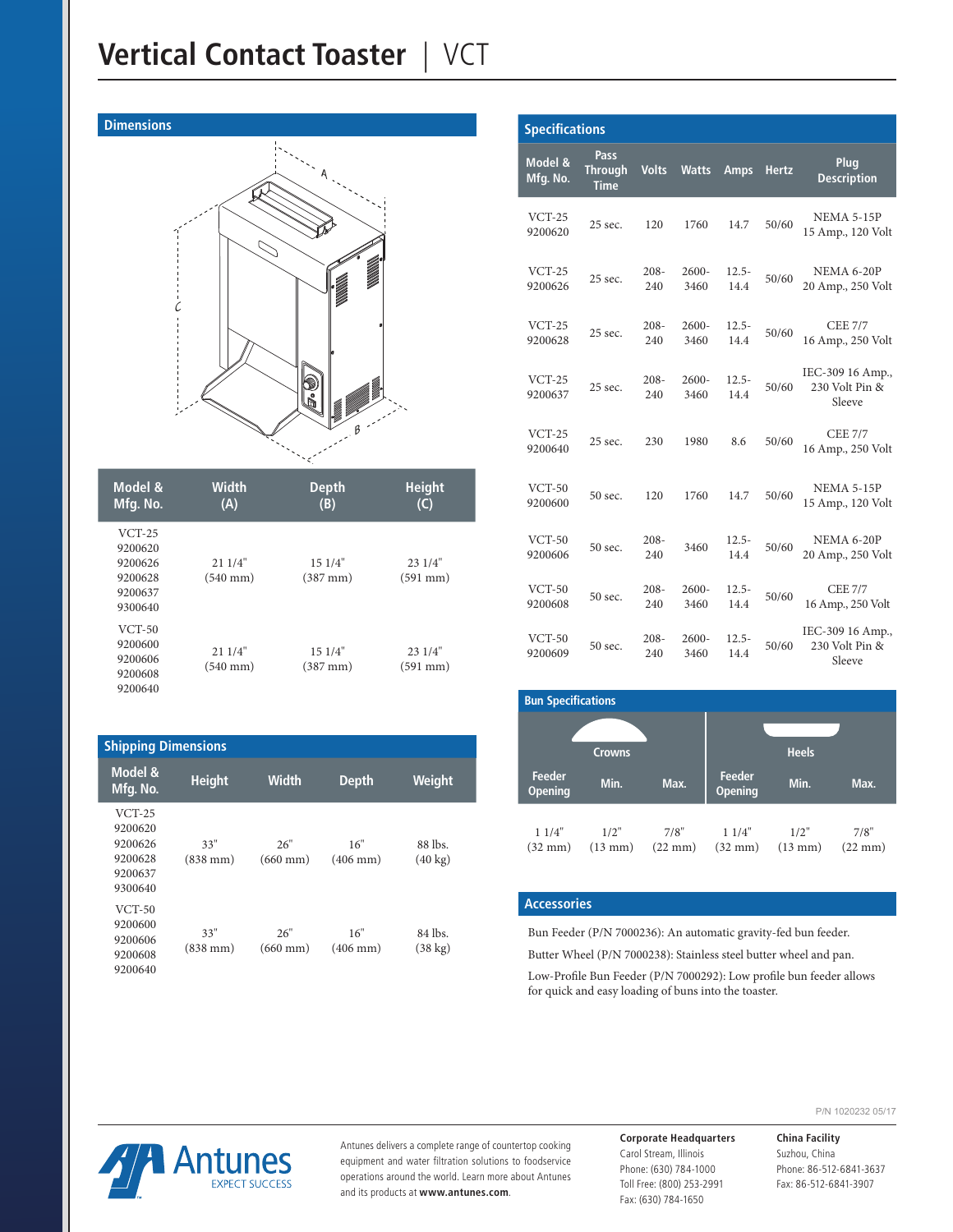# Vertical Contact Toaster | VCT

## Dimensions

A

B

C

| Model & Mfg. No. | Width (A) | Depth (B) | Height (C) |
|---|---|---|---|
| VCT-25 9200620 9200626 9200628 9200637 9300640 | 21 1/4" (540 mm) | 15 1/4" (387 mm) | 23 1/4" (591 mm) |
| VCT-50 9200600 9200606 9200608 9200640 | 21 1/4" (540 mm) | 15 1/4" (387 mm) | 23 1/4" (591 mm) |

## Shipping Dimensions

| Model & Mfg. No. | Height | Width | Depth | Weight |
|---|---|---|---|---|
| VCT-25 9200620 9200626 9200628 9200637 9300640 | 33" (838 mm) | 26" (660 mm) | 16" (406 mm) | 88 lbs. (40 kg) |
| VCT-50 9200600 9200606 9200608 9200640 | 33" (838 mm) | 26" (660 mm) | 16" (406 mm) | 84 lbs. (38 kg) |

## Specifications

| Model & Mfg. No. | Pass Through Time | Volts | Watts | Amps | Hertz | Plug Description |
|---|---|---|---|---|---|---|
| VCT-25 9200620 | 25 sec. | 120 | 1760 | 14.7 | 50/60 | NEMA 5-15P 15 Amp., 120 Volt |
| VCT-25 9200626 | 25 sec. | 208-240 | 2600-3460 | 12.5-14.4 | 50/60 | NEMA 6-20P 20 Amp., 250 Volt |
| VCT-25 9200628 | 25 sec. | 208-240 | 2600-3460 | 12.5-14.4 | 50/60 | CEE 7/7 16 Amp., 250 Volt |
| VCT-25 9200637 | 25 sec. | 208-240 | 2600-3460 | 12.5-14.4 | 50/60 | IEC-309 16 Amp., 230 Volt Pin & Sleeve |
| VCT-25 9200640 | 25 sec. | 230 | 1980 | 8.6 | 50/60 | CEE 7/7 16 Amp., 250 Volt |
| VCT-50 9200600 | 50 sec. | 120 | 1760 | 14.7 | 50/60 | NEMA 5-15P 15 Amp., 120 Volt |
| VCT-50 9200606 | 50 sec. | 208-240 | 3460 | 12.5-14.4 | 50/60 | NEMA 6-20P 20 Amp., 250 Volt |
| VCT-50 9200608 | 50 sec. | 208-240 | 2600-3460 | 12.5-14.4 | 50/60 | CEE 7/7 16 Amp., 250 Volt |
| VCT-50 9200609 | 50 sec. | 208-240 | 2600-3460 | 12.5-14.4 | 50/60 | IEC-309 16 Amp., 230 Volt Pin & Sleeve |

## Bun Specifications

| Crowns | | | Heels | | |
|---|---|---|---|---|---|
| Feeder Opening | Min. | Max. | Feeder Opening | Min. | Max. |
| 1 1/4" (32 mm) | 1/2" (13 mm) | 7/8" (22 mm) | 1 1/4" (32 mm) | 1/2" (13 mm) | 7/8" (22 mm) |

## Accessories

Bun Feeder (P/N 7000236): An automatic gravity-fed bun feeder.

Butter Wheel (P/N 7000238): Stainless steel butter wheel and pan.

Low-Profile Bun Feeder (P/N 7000292): Low profile bun feeder allows for quick and easy loading of buns into the toaster.

P/N 1020232 05/17

Antunes EXPECT SUCCESS

Antunes delivers a complete range of countertop cooking equipment and water filtration solutions to foodservice operations around the world. Learn more about Antunes and its products at **www.antunes.com**.

**Corporate Headquarters**
Carol Stream, Illinois
Phone: (630) 784-1000
Toll Free: (800) 253-2991
Fax: (630) 784-1650

**China Facility**
Suzhou, China
Phone: 86-512-6841-3637
Fax: 86-512-6841-3907